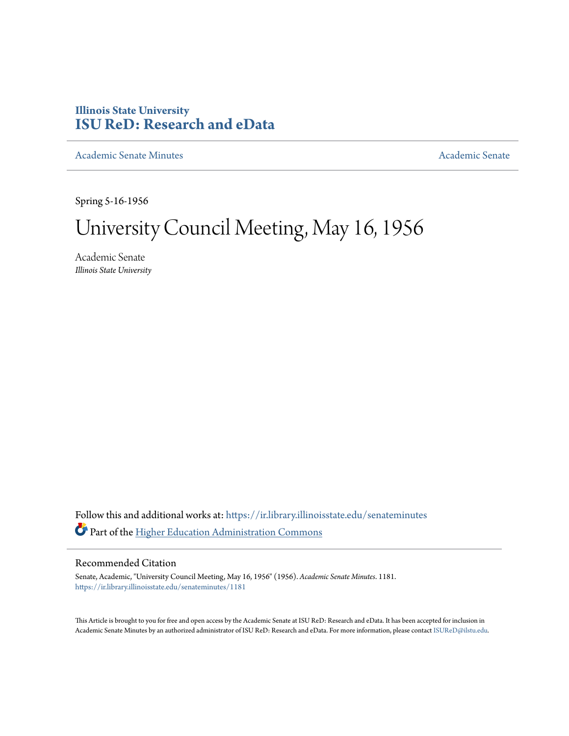Illinois State University
# ISU ReD: Research and eData

Academic Senate Minutes | Academic Senate

Spring 5-16-1956

# University Council Meeting, May 16, 1956

Academic Senate
*Illinois State University*

Follow this and additional works at: https://ir.library.illinoisstate.edu/senateminutes

Part of the Higher Education Administration Commons

## Recommended Citation

Senate, Academic, "University Council Meeting, May 16, 1956" (1956). *Academic Senate Minutes*. 1181.
https://ir.library.illinoisstate.edu/senateminutes/1181

This Article is brought to you for free and open access by the Academic Senate at ISU ReD: Research and eData. It has been accepted for inclusion in Academic Senate Minutes by an authorized administrator of ISU ReD: Research and eData. For more information, please contact ISUReD@ilstu.edu.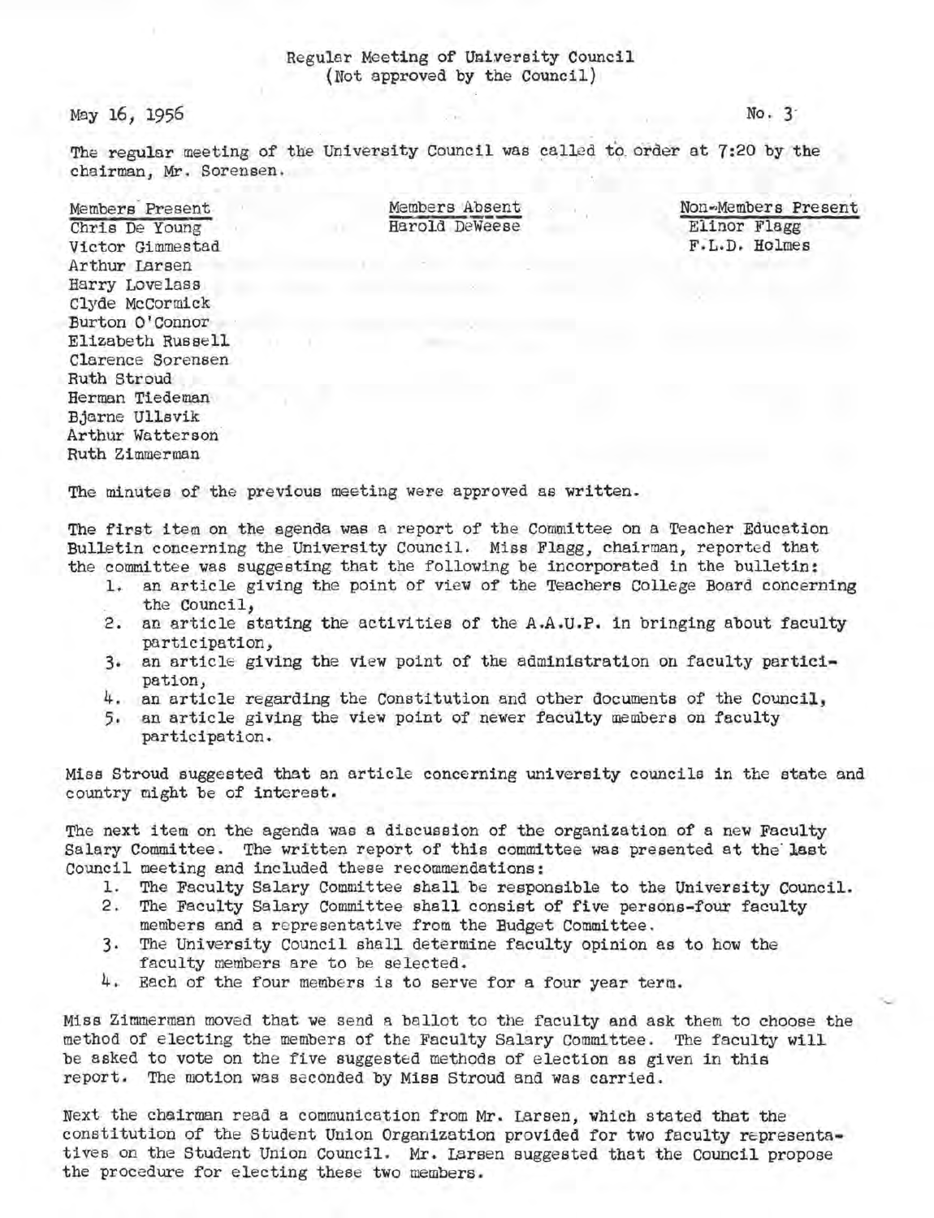Regular Meeting of University Council
(Not approved by the Council)

May 16, 1956

No. 3

The regular meeting of the University Council was called to order at 7:20 by the chairman, Mr. Sorensen.

| Members Present | Members Absent | Non-Members Present |
|---|---|---|
| Chris De Young | Harold DeWeese | Elinor Flagg |
| Victor Gimmestad | | F.L.D. Holmes |
| Arthur Larsen | | |
| Harry Lovelass | | |
| Clyde McCormick | | |
| Burton O'Connor | | |
| Elizabeth Russell | | |
| Clarence Sorensen | | |
| Ruth Stroud | | |
| Herman Tiedeman | | |
| Bjarne Ullsvik | | |
| Arthur Watterson | | |
| Ruth Zimmerman | | |

The minutes of the previous meeting were approved as written.

The first item on the agenda was a report of the Committee on a Teacher Education Bulletin concerning the University Council. Miss Flagg, chairman, reported that the committee was suggesting that the following be incorporated in the bulletin:

1. an article giving the point of view of the Teachers College Board concerning the Council,
2. an article stating the activities of the A.A.U.P. in bringing about faculty participation,
3. an article giving the view point of the administration on faculty participation,
4. an article regarding the Constitution and other documents of the Council,
5. an article giving the view point of newer faculty members on faculty participation.

Miss Stroud suggested that an article concerning university councils in the state and country might be of interest.

The next item on the agenda was a discussion of the organization of a new Faculty Salary Committee. The written report of this committee was presented at the last Council meeting and included these recommendations:

1. The Faculty Salary Committee shall be responsible to the University Council.
2. The Faculty Salary Committee shall consist of five persons-four faculty members and a representative from the Budget Committee.
3. The University Council shall determine faculty opinion as to how the faculty members are to be selected.
4. Each of the four members is to serve for a four year term.

Miss Zimmerman moved that we send a ballot to the faculty and ask them to choose the method of electing the members of the Faculty Salary Committee. The faculty will be asked to vote on the five suggested methods of election as given in this report. The motion was seconded by Miss Stroud and was carried.

Next the chairman read a communication from Mr. Larsen, which stated that the constitution of the Student Union Organization provided for two faculty representatives on the Student Union Council. Mr. Larsen suggested that the Council propose the procedure for electing these two members.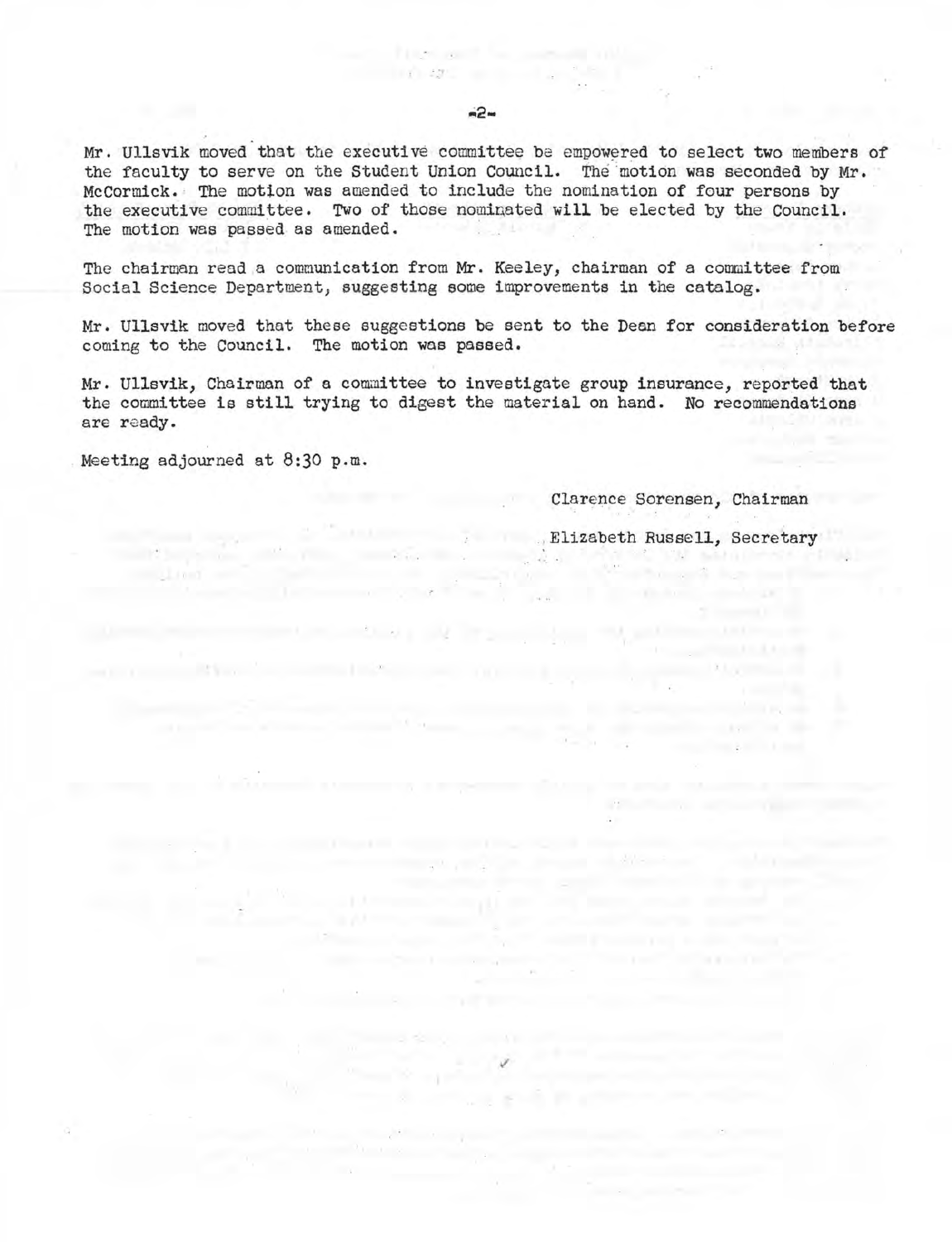Mr. Ullsvik moved that the executive committee be empowered to select two members of the faculty to serve on the Student Union Council. The motion was seconded by Mr. McCormick. The motion was amended to include the nomination of four persons by the executive committee. Two of those nominated will be elected by the Council. The motion was passed as amended.

The chairman read a communication from Mr. Keeley, chairman of a committee from Social Science Department, suggesting some improvements in the catalog.

Mr. Ullsvik moved that these suggestions be sent to the Dean for consideration before coming to the Council. The motion was passed.

Mr. Ullsvik, Chairman of a committee to investigate group insurance, reported that the committee is still trying to digest the material on hand. No recommendations are ready.

Meeting adjourned at 8:30 p.m.

Clarence Sorensen, Chairman

Elizabeth Russell, Secretary